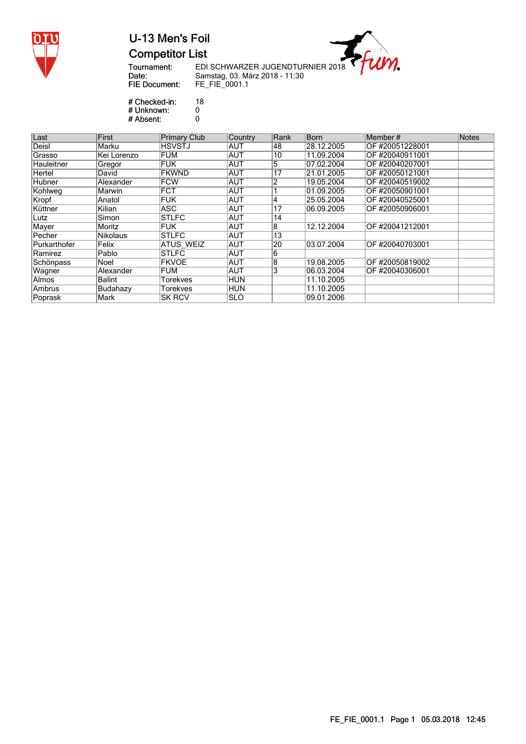# U-13 Men's Foil

## Competitor List

Tournament: EDI SCHWARZER JUGENDTURNIER 2018
Date: Samstag, 03. März 2018 - 11:30
FIE Document: FE_FIE_0001.1

# Checked-in: 18
# Unknown: 0
# Absent: 0

| Last | First | Primary Club | Country | Rank | Born | Member # | Notes |
|---|---|---|---|---|---|---|---|
| Deisl | Marku | HSVSTJ | AUT | 48 | 28.12.2005 | OF #20051228001 | |
| Grasso | Kei Lorenzo | FUM | AUT | 10 | 11.09.2004 | OF #20040911001 | |
| Hauleitner | Gregor | FUK | AUT | 5 | 07.02.2004 | OF #20040207001 | |
| Hertel | David | FKWND | AUT | 17 | 21.01.2005 | OF #20050121001 | |
| Hubner | Alexander | FCW | AUT | 2 | 19.05.2004 | OF #20040519002 | |
| Kohlweg | Marwin | FCT | AUT | 1 | 01.09.2005 | OF #20050901001 | |
| Kropf | Anatol | FUK | AUT | 4 | 25.05.2004 | OF #20040525001 | |
| Küttner | Kilian | ASC | AUT | 17 | 06.09.2005 | OF #20050906001 | |
| Lutz | Simon | STLFC | AUT | 14 | | | |
| Mayer | Moritz | FUK | AUT | 8 | 12.12.2004 | OF #20041212001 | |
| Pecher | Nikolaus | STLFC | AUT | 13 | | | |
| Purkarthofer | Felix | ATUS_WEIZ | AUT | 20 | 03.07.2004 | OF #20040703001 | |
| Ramirez | Pablo | STLFC | AUT | 6 | | | |
| Schönpass | Noel | FKVOE | AUT | 8 | 19.08.2005 | OF #20050819002 | |
| Wagner | Alexander | FUM | AUT | 3 | 06.03.2004 | OF #20040306001 | |
| Almos | Balint | Torekves | HUN | | 11.10.2005 | | |
| Ambrus | Budahazy | Torekves | HUN | | 11.10.2005 | | |
| Poprask | Mark | SK RCV | SLO | | 09.01.2006 | | |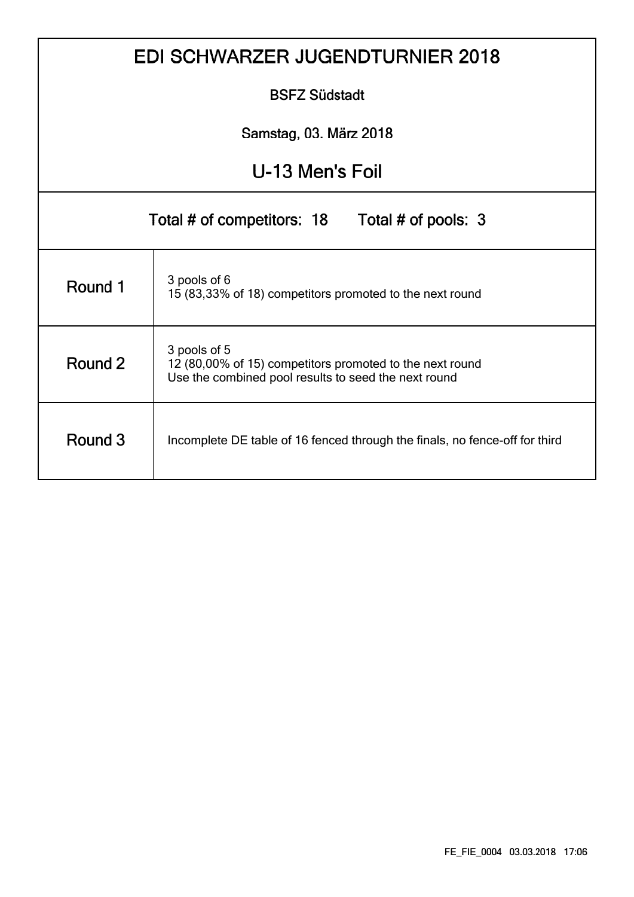# EDI SCHWARZER JUGENDTURNIER 2018

BSFZ Südstadt

Samstag, 03. März 2018

## U-13 Men's Foil

Total # of competitors: 18 Total # of pools: 3

| | |
|---|---|
| Round 1 | 3 pools of 6<br>15 (83,33% of 18) competitors promoted to the next round |
| Round 2 | 3 pools of 5<br>12 (80,00% of 15) competitors promoted to the next round<br>Use the combined pool results to seed the next round |
| Round 3 | Incomplete DE table of 16 fenced through the finals, no fence-off for third |

FE_FIE_0004 03.03.2018 17:06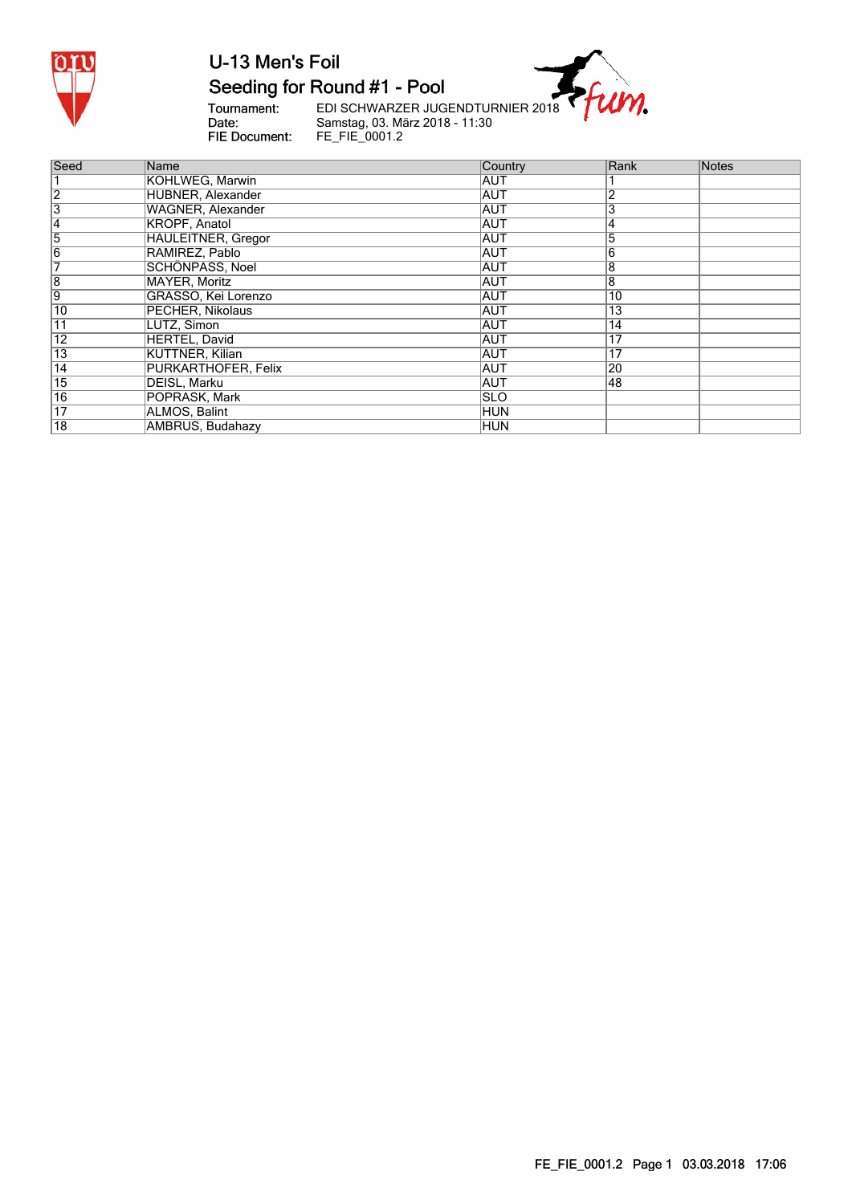# U-13 Men's Foil

## Seeding for Round #1 - Pool

Tournament: EDI SCHWARZER JUGENDTURNIER 2018
Date: Samstag, 03. März 2018 - 11:30
FIE Document: FE_FIE_0001.2

| Seed | Name | Country | Rank | Notes |
|---|---|---|---|---|
| 1 | KOHLWEG, Marwin | AUT | 1 | |
| 2 | HUBNER, Alexander | AUT | 2 | |
| 3 | WAGNER, Alexander | AUT | 3 | |
| 4 | KROPF, Anatol | AUT | 4 | |
| 5 | HAULEITNER, Gregor | AUT | 5 | |
| 6 | RAMIREZ, Pablo | AUT | 6 | |
| 7 | SCHÖNPASS, Noel | AUT | 8 | |
| 8 | MAYER, Moritz | AUT | 8 | |
| 9 | GRASSO, Kei Lorenzo | AUT | 10 | |
| 10 | PECHER, Nikolaus | AUT | 13 | |
| 11 | LUTZ, Simon | AUT | 14 | |
| 12 | HERTEL, David | AUT | 17 | |
| 13 | KUTTNER, Kilian | AUT | 17 | |
| 14 | PURKARTHOFER, Felix | AUT | 20 | |
| 15 | DEISL, Marku | AUT | 48 | |
| 16 | POPRASK, Mark | SLO | | |
| 17 | ALMOS, Balint | HUN | | |
| 18 | AMBRUS, Budahazy | HUN | | |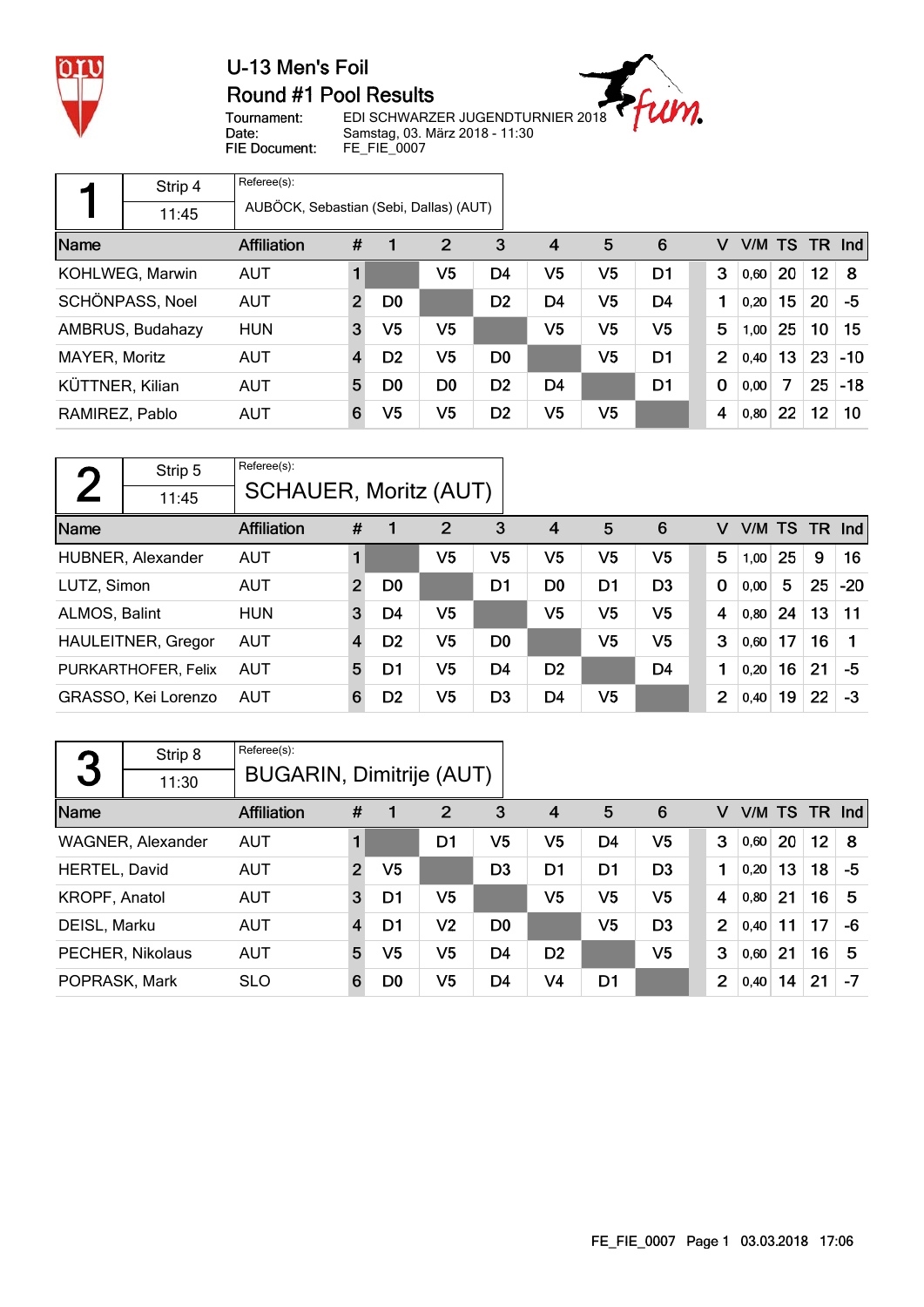# U-13 Men's Foil
## Round #1 Pool Results

Tournament: EDI SCHWARZER JUGENDTURNIER 2018
Date: Samstag, 03. März 2018 - 11:30
FIE Document: FE_FIE_0007

### Pool 1 — Strip 4 — 11:45

Referee(s): AUBÖCK, Sebastian (Sebi, Dallas) (AUT)

| Name | Affiliation | # | 1 | 2 | 3 | 4 | 5 | 6 | V | V/M | TS | TR | Ind |
|---|---|---|---|---|---|---|---|---|---|---|---|---|---|
| KOHLWEG, Marwin | AUT | 1 | | V5 | D4 | V5 | V5 | D1 | 3 | 0,60 | 20 | 12 | 8 |
| SCHÖNPASS, Noel | AUT | 2 | D0 | | D2 | D4 | V5 | D4 | 1 | 0,20 | 15 | 20 | -5 |
| AMBRUS, Budahazy | HUN | 3 | V5 | V5 | | V5 | V5 | V5 | 5 | 1,00 | 25 | 10 | 15 |
| MAYER, Moritz | AUT | 4 | D2 | V5 | D0 | | V5 | D1 | 2 | 0,40 | 13 | 23 | -10 |
| KÜTTNER, Kilian | AUT | 5 | D0 | D0 | D2 | D4 | | D1 | 0 | 0,00 | 7 | 25 | -18 |
| RAMIREZ, Pablo | AUT | 6 | V5 | V5 | D2 | V5 | V5 | | 4 | 0,80 | 22 | 12 | 10 |

### Pool 2 — Strip 5 — 11:45

Referee(s): SCHAUER, Moritz (AUT)

| Name | Affiliation | # | 1 | 2 | 3 | 4 | 5 | 6 | V | V/M | TS | TR | Ind |
|---|---|---|---|---|---|---|---|---|---|---|---|---|---|
| HUBNER, Alexander | AUT | 1 | | V5 | V5 | V5 | V5 | V5 | 5 | 1,00 | 25 | 9 | 16 |
| LUTZ, Simon | AUT | 2 | D0 | | D1 | D0 | D1 | D3 | 0 | 0,00 | 5 | 25 | -20 |
| ALMOS, Balint | HUN | 3 | D4 | V5 | | V5 | V5 | V5 | 4 | 0,80 | 24 | 13 | 11 |
| HAULEITNER, Gregor | AUT | 4 | D2 | V5 | D0 | | V5 | V5 | 3 | 0,60 | 17 | 16 | 1 |
| PURKARTHOFER, Felix | AUT | 5 | D1 | V5 | D4 | D2 | | D4 | 1 | 0,20 | 16 | 21 | -5 |
| GRASSO, Kei Lorenzo | AUT | 6 | D2 | V5 | D3 | D4 | V5 | | 2 | 0,40 | 19 | 22 | -3 |

### Pool 3 — Strip 8 — 11:30

Referee(s): BUGARIN, Dimitrije (AUT)

| Name | Affiliation | # | 1 | 2 | 3 | 4 | 5 | 6 | V | V/M | TS | TR | Ind |
|---|---|---|---|---|---|---|---|---|---|---|---|---|---|
| WAGNER, Alexander | AUT | 1 | | D1 | V5 | V5 | D4 | V5 | 3 | 0,60 | 20 | 12 | 8 |
| HERTEL, David | AUT | 2 | V5 | | D3 | D1 | D1 | D3 | 1 | 0,20 | 13 | 18 | -5 |
| KROPF, Anatol | AUT | 3 | D1 | V5 | | V5 | V5 | V5 | 4 | 0,80 | 21 | 16 | 5 |
| DEISL, Marku | AUT | 4 | D1 | V2 | D0 | | V5 | D3 | 2 | 0,40 | 11 | 17 | -6 |
| PECHER, Nikolaus | AUT | 5 | V5 | V5 | D4 | D2 | | V5 | 3 | 0,60 | 21 | 16 | 5 |
| POPRASK, Mark | SLO | 6 | D0 | V5 | D4 | V4 | D1 | | 2 | 0,40 | 14 | 21 | -7 |

FE_FIE_0007 Page 1 03.03.2018 17:06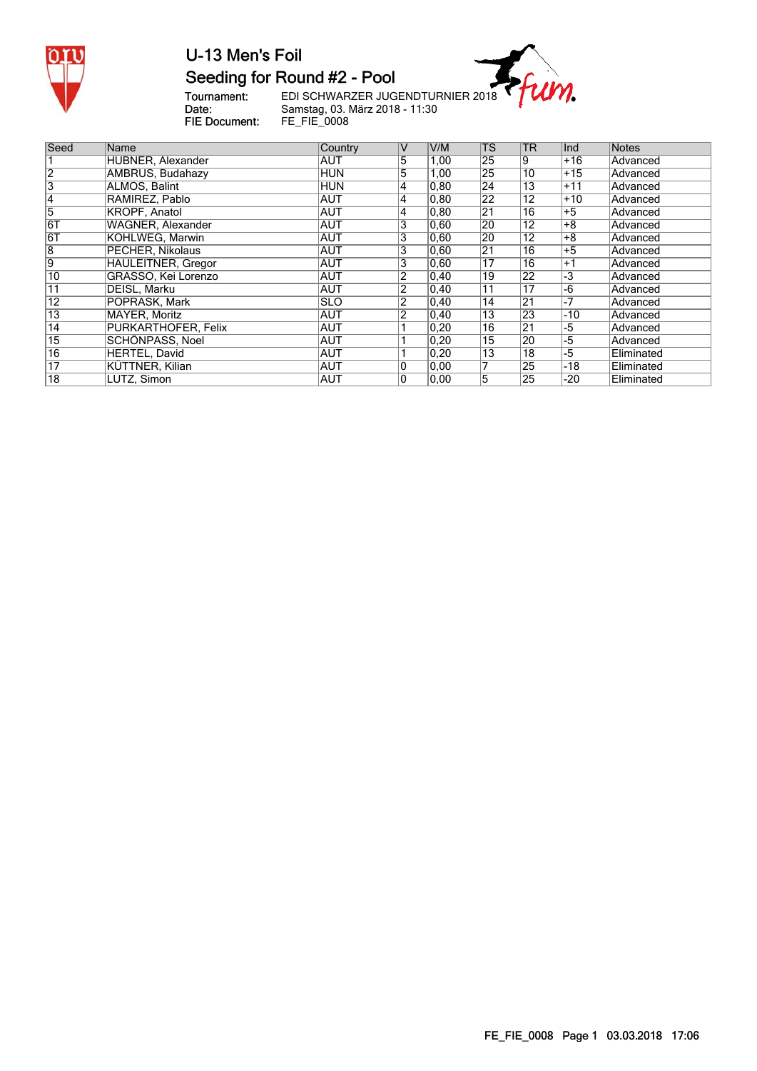# U-13 Men's Foil

## Seeding for Round #2 - Pool

**Tournament:** EDI SCHWARZER JUGENDTURNIER 2018
**Date:** Samstag, 03. März 2018 - 11:30
**FIE Document:** FE_FIE_0008

| Seed | Name | Country | V | V/M | TS | TR | Ind | Notes |
|---|---|---|---|---|---|---|---|---|
| 1 | HUBNER, Alexander | AUT | 5 | 1,00 | 25 | 9 | +16 | Advanced |
| 2 | AMBRUS, Budahazy | HUN | 5 | 1,00 | 25 | 10 | +15 | Advanced |
| 3 | ALMOS, Balint | HUN | 4 | 0,80 | 24 | 13 | +11 | Advanced |
| 4 | RAMIREZ, Pablo | AUT | 4 | 0,80 | 22 | 12 | +10 | Advanced |
| 5 | KROPF, Anatol | AUT | 4 | 0,80 | 21 | 16 | +5 | Advanced |
| 6T | WAGNER, Alexander | AUT | 3 | 0,60 | 20 | 12 | +8 | Advanced |
| 6T | KOHLWEG, Marwin | AUT | 3 | 0,60 | 20 | 12 | +8 | Advanced |
| 8 | PECHER, Nikolaus | AUT | 3 | 0,60 | 21 | 16 | +5 | Advanced |
| 9 | HAULEITNER, Gregor | AUT | 3 | 0,60 | 17 | 16 | +1 | Advanced |
| 10 | GRASSO, Kei Lorenzo | AUT | 2 | 0,40 | 19 | 22 | -3 | Advanced |
| 11 | DEISL, Marku | AUT | 2 | 0,40 | 11 | 17 | -6 | Advanced |
| 12 | POPRASK, Mark | SLO | 2 | 0,40 | 14 | 21 | -7 | Advanced |
| 13 | MAYER, Moritz | AUT | 2 | 0,40 | 13 | 23 | -10 | Advanced |
| 14 | PURKARTHOFER, Felix | AUT | 1 | 0,20 | 16 | 21 | -5 | Advanced |
| 15 | SCHÖNPASS, Noel | AUT | 1 | 0,20 | 15 | 20 | -5 | Advanced |
| 16 | HERTEL, David | AUT | 1 | 0,20 | 13 | 18 | -5 | Eliminated |
| 17 | KÜTTNER, Kilian | AUT | 0 | 0,00 | 7 | 25 | -18 | Eliminated |
| 18 | LUTZ, Simon | AUT | 0 | 0,00 | 5 | 25 | -20 | Eliminated |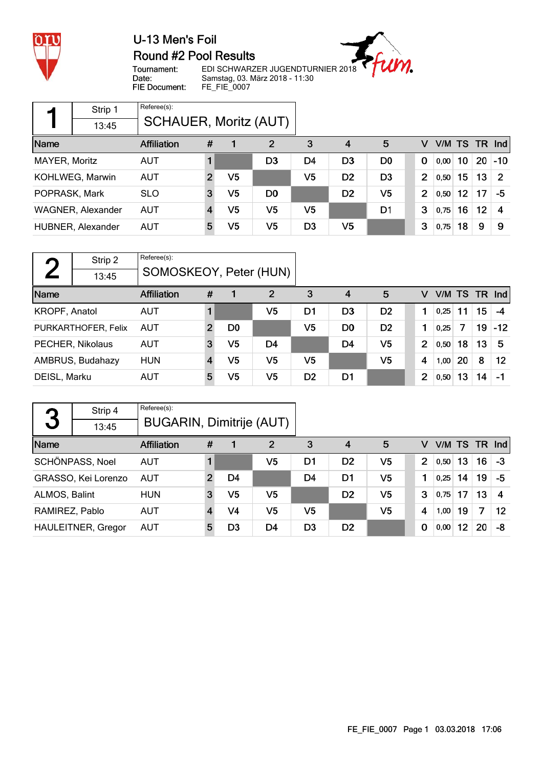# U-13 Men's Foil

## Round #2 Pool Results

Tournament: EDI SCHWARZER JUGENDTURNIER 2018
Date: Samstag, 03. März 2018 - 11:30
FIE Document: FE_FIE_0007

### Pool 1

Strip 1 — 13:45

Referee(s): SCHAUER, Moritz (AUT)

| Name | Affiliation | # | 1 | 2 | 3 | 4 | 5 | V | V/M | TS | TR | Ind |
|---|---|---|---|---|---|---|---|---|---|---|---|---|
| MAYER, Moritz | AUT | 1 | | D3 | D4 | D3 | D0 | 0 | 0,00 | 10 | 20 | -10 |
| KOHLWEG, Marwin | AUT | 2 | V5 | | V5 | D2 | D3 | 2 | 0,50 | 15 | 13 | 2 |
| POPRASK, Mark | SLO | 3 | V5 | D0 | | D2 | V5 | 2 | 0,50 | 12 | 17 | -5 |
| WAGNER, Alexander | AUT | 4 | V5 | V5 | V5 | | D1 | 3 | 0,75 | 16 | 12 | 4 |
| HUBNER, Alexander | AUT | 5 | V5 | V5 | D3 | V5 | | 3 | 0,75 | 18 | 9 | 9 |

### Pool 2

Strip 2 — 13:45

Referee(s): SOMOSKEOY, Peter (HUN)

| Name | Affiliation | # | 1 | 2 | 3 | 4 | 5 | V | V/M | TS | TR | Ind |
|---|---|---|---|---|---|---|---|---|---|---|---|---|
| KROPF, Anatol | AUT | 1 | | V5 | D1 | D3 | D2 | 1 | 0,25 | 11 | 15 | -4 |
| PURKARTHOFER, Felix | AUT | 2 | D0 | | V5 | D0 | D2 | 1 | 0,25 | 7 | 19 | -12 |
| PECHER, Nikolaus | AUT | 3 | V5 | D4 | | D4 | V5 | 2 | 0,50 | 18 | 13 | 5 |
| AMBRUS, Budahazy | HUN | 4 | V5 | V5 | V5 | | V5 | 4 | 1,00 | 20 | 8 | 12 |
| DEISL, Marku | AUT | 5 | V5 | V5 | D2 | D1 | | 2 | 0,50 | 13 | 14 | -1 |

### Pool 3

Strip 4 — 13:45

Referee(s): BUGARIN, Dimitrije (AUT)

| Name | Affiliation | # | 1 | 2 | 3 | 4 | 5 | V | V/M | TS | TR | Ind |
|---|---|---|---|---|---|---|---|---|---|---|---|---|
| SCHÖNPASS, Noel | AUT | 1 | | V5 | D1 | D2 | V5 | 2 | 0,50 | 13 | 16 | -3 |
| GRASSO, Kei Lorenzo | AUT | 2 | D4 | | D4 | D1 | V5 | 1 | 0,25 | 14 | 19 | -5 |
| ALMOS, Balint | HUN | 3 | V5 | V5 | | D2 | V5 | 3 | 0,75 | 17 | 13 | 4 |
| RAMIREZ, Pablo | AUT | 4 | V4 | V5 | V5 | | V5 | 4 | 1,00 | 19 | 7 | 12 |
| HAULEITNER, Gregor | AUT | 5 | D3 | D4 | D3 | D2 | | 0 | 0,00 | 12 | 20 | -8 |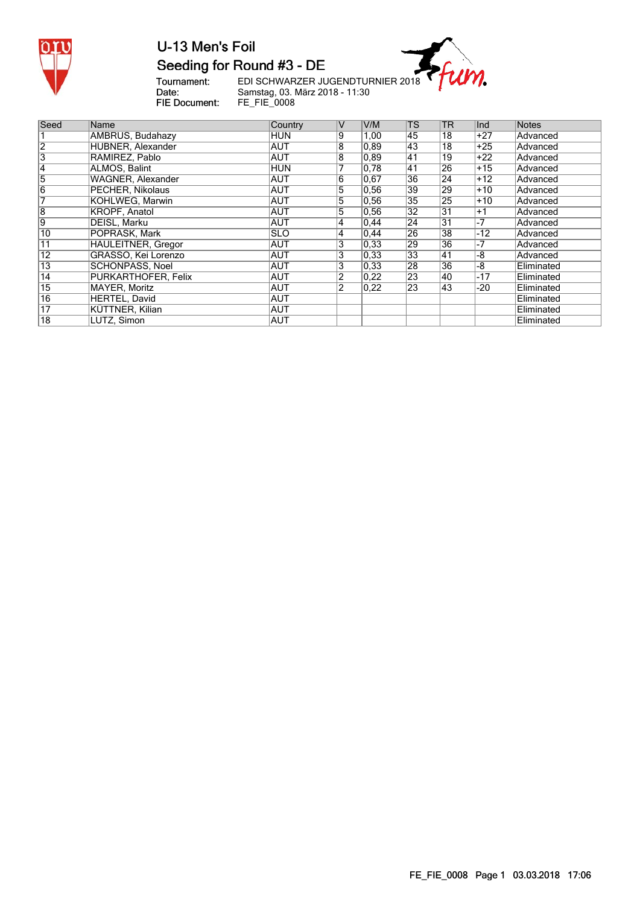# U-13 Men's Foil

## Seeding for Round #3 - DE

Tournament: EDI SCHWARZER JUGENDTURNIER 2018
Date: Samstag, 03. März 2018 - 11:30
FIE Document: FE_FIE_0008

| Seed | Name | Country | V | V/M | TS | TR | Ind | Notes |
|---|---|---|---|---|---|---|---|---|
| 1 | AMBRUS, Budahazy | HUN | 9 | 1,00 | 45 | 18 | +27 | Advanced |
| 2 | HUBNER, Alexander | AUT | 8 | 0,89 | 43 | 18 | +25 | Advanced |
| 3 | RAMIREZ, Pablo | AUT | 8 | 0,89 | 41 | 19 | +22 | Advanced |
| 4 | ALMOS, Balint | HUN | 7 | 0,78 | 41 | 26 | +15 | Advanced |
| 5 | WAGNER, Alexander | AUT | 6 | 0,67 | 36 | 24 | +12 | Advanced |
| 6 | PECHER, Nikolaus | AUT | 5 | 0,56 | 39 | 29 | +10 | Advanced |
| 7 | KOHLWEG, Marwin | AUT | 5 | 0,56 | 35 | 25 | +10 | Advanced |
| 8 | KROPF, Anatol | AUT | 5 | 0,56 | 32 | 31 | +1 | Advanced |
| 9 | DEISL, Marku | AUT | 4 | 0,44 | 24 | 31 | -7 | Advanced |
| 10 | POPRASK, Mark | SLO | 4 | 0,44 | 26 | 38 | -12 | Advanced |
| 11 | HAULEITNER, Gregor | AUT | 3 | 0,33 | 29 | 36 | -7 | Advanced |
| 12 | GRASSO, Kei Lorenzo | AUT | 3 | 0,33 | 33 | 41 | -8 | Advanced |
| 13 | SCHONPASS, Noel | AUT | 3 | 0,33 | 28 | 36 | -8 | Eliminated |
| 14 | PURKARTHOFER, Felix | AUT | 2 | 0,22 | 23 | 40 | -17 | Eliminated |
| 15 | MAYER, Moritz | AUT | 2 | 0,22 | 23 | 43 | -20 | Eliminated |
| 16 | HERTEL, David | AUT | | | | | | Eliminated |
| 17 | KÜTTNER, Kilian | AUT | | | | | | Eliminated |
| 18 | LUTZ, Simon | AUT | | | | | | Eliminated |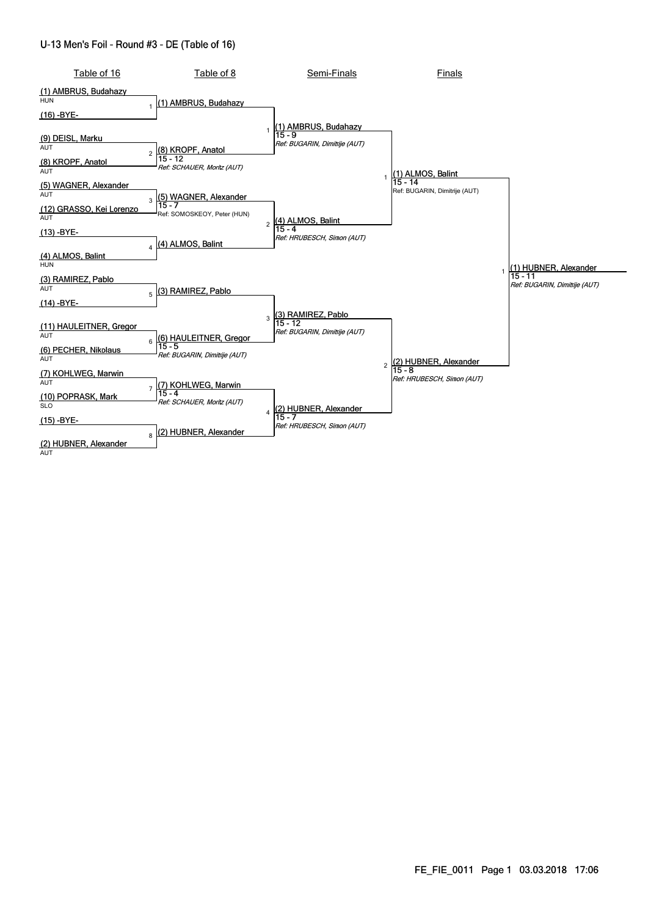## U-13 Men's Foil - Round #3 - DE (Table of 16)

### Table of 16

| Bout | Fencer 1 | Country | Fencer 2 | Country |
|---|---|---|---|---|
| 1 | (1) AMBRUS, Budahazy | HUN | (16) -BYE- | |
| 2 | (9) DEISL, Marku | AUT | (8) KROPF, Anatol | AUT |
| 3 | (5) WAGNER, Alexander | AUT | (12) GRASSO, Kei Lorenzo | AUT |
| 4 | (13) -BYE- | | (4) ALMOS, Balint | HUN |
| 5 | (3) RAMIREZ, Pablo | AUT | (14) -BYE- | |
| 6 | (11) HAULEITNER, Gregor | AUT | (6) PECHER, Nikolaus | AUT |
| 7 | (7) KOHLWEG, Marwin | AUT | (10) POPRASK, Mark | SLO |
| 8 | (15) -BYE- | | (2) HUBNER, Alexander | AUT |

### Table of 8

| Bout | Winner | Score | Referee |
|---|---|---|---|
| 1 | (1) AMBRUS, Budahazy | | |
| 2 | (8) KROPF, Anatol | 15 - 12 | *Ref: SCHAUER, Moritz (AUT)* |
| 3 | (5) WAGNER, Alexander | 15 - 7 | Ref: SOMOSKEOY, Peter (HUN) |
| 4 | (4) ALMOS, Balint | | |
| 5 | (3) RAMIREZ, Pablo | | |
| 6 | (6) HAULEITNER, Gregor | 15 - 5 | *Ref: BUGARIN, Dimitrije (AUT)* |
| 7 | (7) KOHLWEG, Marwin | 15 - 4 | *Ref: SCHAUER, Moritz (AUT)* |
| 8 | (2) HUBNER, Alexander | | |

### Semi-Finals

| Bout | Winner | Score | Referee |
|---|---|---|---|
| 1 | (1) AMBRUS, Budahazy | 15 - 9 | *Ref: BUGARIN, Dimitrije (AUT)* |
| 2 | (4) ALMOS, Balint | 15 - 4 | *Ref: HRUBESCH, Simon (AUT)* |
| 3 | (3) RAMIREZ, Pablo | 15 - 12 | *Ref: BUGARIN, Dimitrije (AUT)* |
| 4 | (2) HUBNER, Alexander | 15 - 7 | *Ref: HRUBESCH, Simon (AUT)* |

### Finals

| Bout | Winner | Score | Referee |
|---|---|---|---|
| 1 | (1) ALMOS, Balint | 15 - 14 | Ref: BUGARIN, Dimitrije (AUT) |
| 2 | (2) HUBNER, Alexander | 15 - 8 | *Ref: HRUBESCH, Simon (AUT)* |

### Winner

| Bout | Winner | Score | Referee |
|---|---|---|---|
| 1 | (1) HUBNER, Alexander | 15 - 11 | *Ref: BUGARIN, Dimitrije (AUT)* |

FE_FIE_0011 Page 1 03.03.2018 17:06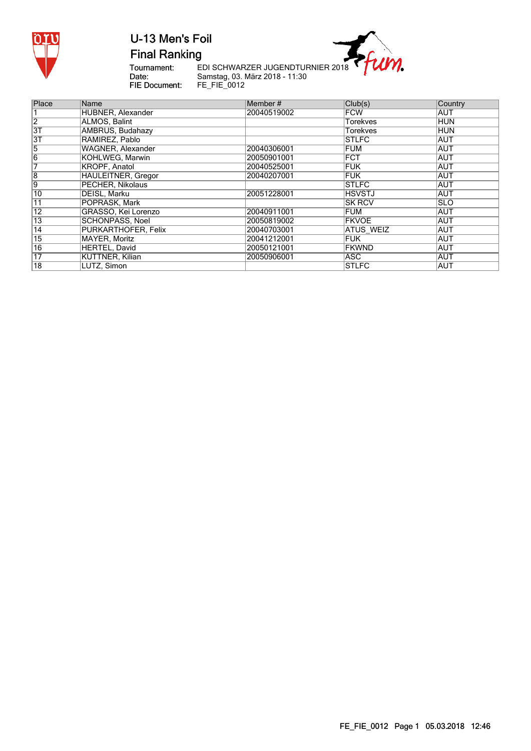# U-13 Men's Foil

## Final Ranking

Tournament: EDI SCHWARZER JUGENDTURNIER 2018
Date: Samstag, 03. März 2018 - 11:30
FIE Document: FE_FIE_0012

| Place | Name | Member # | Club(s) | Country |
|---|---|---|---|---|
| 1 | HUBNER, Alexander | 20040519002 | FCW | AUT |
| 2 | ALMOS, Balint | | Torekves | HUN |
| 3T | AMBRUS, Budahazy | | Torekves | HUN |
| 3T | RAMIREZ, Pablo | | STLFC | AUT |
| 5 | WAGNER, Alexander | 20040306001 | FUM | AUT |
| 6 | KOHLWEG, Marwin | 20050901001 | FCT | AUT |
| 7 | KROPF, Anatol | 20040525001 | FUK | AUT |
| 8 | HAULEITNER, Gregor | 20040207001 | FUK | AUT |
| 9 | PECHER, Nikolaus | | STLFC | AUT |
| 10 | DEISL, Marku | 20051228001 | HSVSTJ | AUT |
| 11 | POPRASK, Mark | | SK RCV | SLO |
| 12 | GRASSO, Kei Lorenzo | 20040911001 | FUM | AUT |
| 13 | SCHONPASS, Noel | 20050819002 | FKVOE | AUT |
| 14 | PURKARTHOFER, Felix | 20040703001 | ATUS_WEIZ | AUT |
| 15 | MAYER, Moritz | 20041212001 | FUK | AUT |
| 16 | HERTEL, David | 20050121001 | FKWND | AUT |
| 17 | KUTTNER, Kilian | 20050906001 | ASC | AUT |
| 18 | LUTZ, Simon | | STLFC | AUT |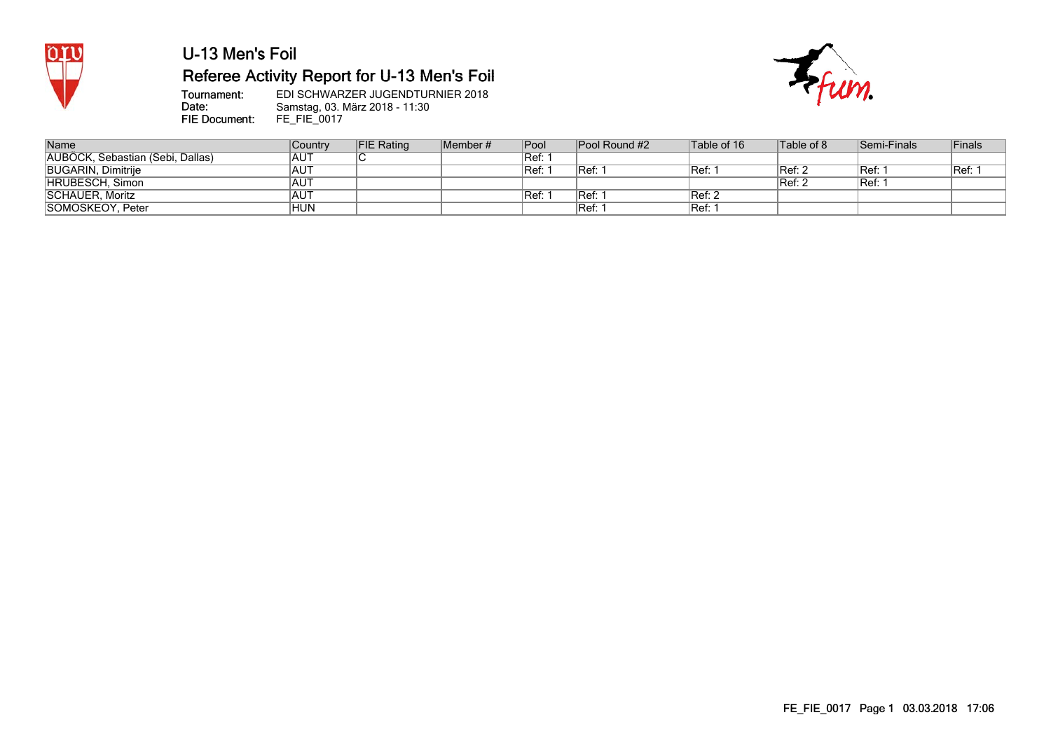# U-13 Men's Foil

## Referee Activity Report for U-13 Men's Foil

**Tournament:** EDI SCHWARZER JUGENDTURNIER 2018
**Date:** Samstag, 03. März 2018 - 11:30
**FIE Document:** FE_FIE_0017

| Name | Country | FIE Rating | Member # | Pool | Pool Round #2 | Table of 16 | Table of 8 | Semi-Finals | Finals |
|---|---|---|---|---|---|---|---|---|---|
| AUBÖCK, Sebastian (Sebi, Dallas) | AUT | C | | Ref: 1 | | | | | |
| BUGARIN, Dimitrije | AUT | | | Ref: 1 | Ref: 1 | Ref: 1 | Ref: 2 | Ref: 1 | Ref: 1 |
| HRUBESCH, Simon | AUT | | | | | | Ref: 2 | Ref: 1 | |
| SCHAUER, Moritz | AUT | | | Ref: 1 | Ref: 1 | Ref: 2 | | | |
| SOMOSKEOY, Peter | HUN | | | | Ref: 1 | Ref: 1 | | | |